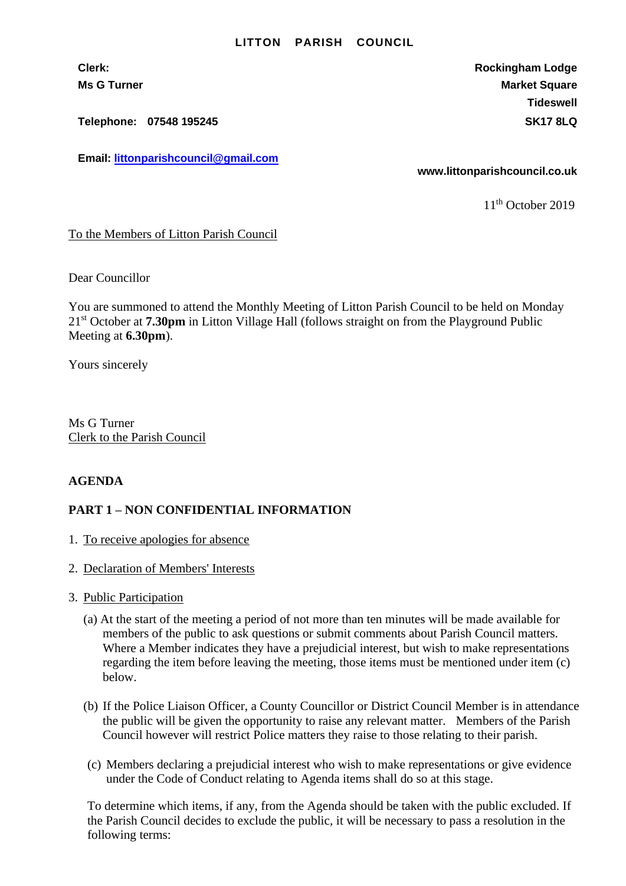# LITTON PARISH COUNCIL

**Clerk:**
**Ms G Turner**

**Telephone: 07548 195245**

**Email: littonparishcouncil@gmail.com**

**Rockingham Lodge**
**Market Square**
**Tideswell**
**SK17 8LQ**

**www.littonparishcouncil.co.uk**

11th October 2019

To the Members of Litton Parish Council

Dear Councillor

You are summoned to attend the Monthly Meeting of Litton Parish Council to be held on Monday 21st October at **7.30pm** in Litton Village Hall (follows straight on from the Playground Public Meeting at **6.30pm**).

Yours sincerely

Ms G Turner
Clerk to the Parish Council

**AGENDA**

**PART 1 – NON CONFIDENTIAL INFORMATION**

1. To receive apologies for absence

2. Declaration of Members' Interests

3. Public Participation

   (a) At the start of the meeting a period of not more than ten minutes will be made available for members of the public to ask questions or submit comments about Parish Council matters. Where a Member indicates they have a prejudicial interest, but wish to make representations regarding the item before leaving the meeting, those items must be mentioned under item (c) below.

   (b) If the Police Liaison Officer, a County Councillor or District Council Member is in attendance the public will be given the opportunity to raise any relevant matter. Members of the Parish Council however will restrict Police matters they raise to those relating to their parish.

   (c) Members declaring a prejudicial interest who wish to make representations or give evidence under the Code of Conduct relating to Agenda items shall do so at this stage.

   To determine which items, if any, from the Agenda should be taken with the public excluded. If the Parish Council decides to exclude the public, it will be necessary to pass a resolution in the following terms: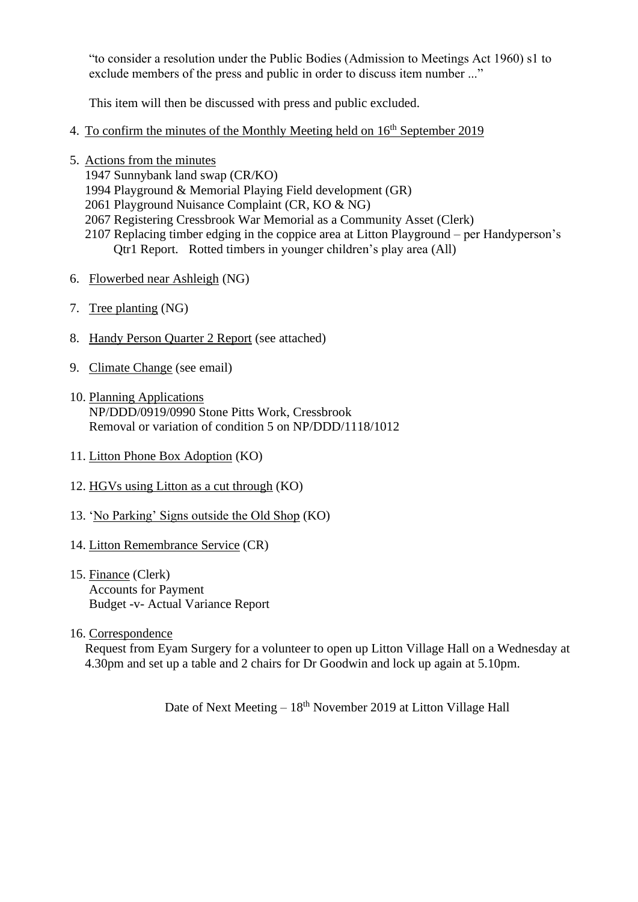"to consider a resolution under the Public Bodies (Admission to Meetings Act 1960) s1 to exclude members of the press and public in order to discuss item number ..."

This item will then be discussed with press and public excluded.

4. To confirm the minutes of the Monthly Meeting held on 16th September 2019

5. Actions from the minutes
   1947 Sunnybank land swap (CR/KO)
   1994 Playground & Memorial Playing Field development (GR)
   2061 Playground Nuisance Complaint (CR, KO & NG)
   2067 Registering Cressbrook War Memorial as a Community Asset (Clerk)
   2107 Replacing timber edging in the coppice area at Litton Playground – per Handyperson's Qtr1 Report. Rotted timbers in younger children's play area (All)

6. Flowerbed near Ashleigh (NG)

7. Tree planting (NG)

8. Handy Person Quarter 2 Report (see attached)

9. Climate Change (see email)

10. Planning Applications
    NP/DDD/0919/0990 Stone Pitts Work, Cressbrook
    Removal or variation of condition 5 on NP/DDD/1118/1012

11. Litton Phone Box Adoption (KO)

12. HGVs using Litton as a cut through (KO)

13. 'No Parking' Signs outside the Old Shop (KO)

14. Litton Remembrance Service (CR)

15. Finance (Clerk)
    Accounts for Payment
    Budget -v- Actual Variance Report

16. Correspondence
    Request from Eyam Surgery for a volunteer to open up Litton Village Hall on a Wednesday at 4.30pm and set up a table and 2 chairs for Dr Goodwin and lock up again at 5.10pm.

Date of Next Meeting – 18th November 2019 at Litton Village Hall